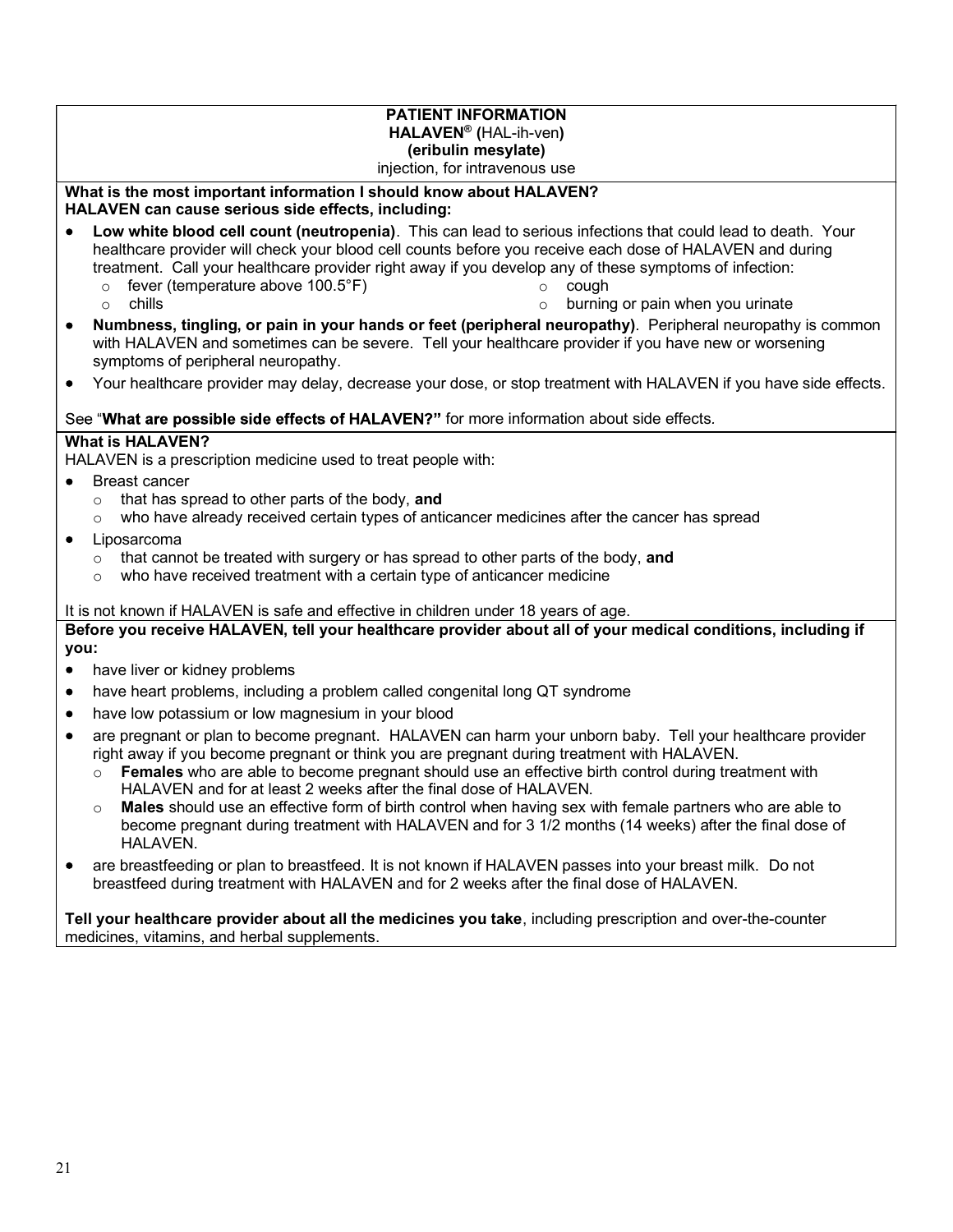**PATIENT INFORMATION**
**HALAVEN® (**HAL-ih-ven**)**
**(eribulin mesylate)**
injection, for intravenous use

**What is the most important information I should know about HALAVEN?**
**HALAVEN can cause serious side effects, including:**

- **Low white blood cell count (neutropenia)**. This can lead to serious infections that could lead to death. Your healthcare provider will check your blood cell counts before you receive each dose of HALAVEN and during treatment. Call your healthcare provider right away if you develop any of these symptoms of infection:
  - fever (temperature above 100.5°F)
  - chills
  - cough
  - burning or pain when you urinate
- **Numbness, tingling, or pain in your hands or feet (peripheral neuropathy)**. Peripheral neuropathy is common with HALAVEN and sometimes can be severe. Tell your healthcare provider if you have new or worsening symptoms of peripheral neuropathy.
- Your healthcare provider may delay, decrease your dose, or stop treatment with HALAVEN if you have side effects.

See "**What are possible side effects of HALAVEN?"** for more information about side effects.

**What is HALAVEN?**

HALAVEN is a prescription medicine used to treat people with:

- Breast cancer
  - that has spread to other parts of the body, **and**
  - who have already received certain types of anticancer medicines after the cancer has spread
- Liposarcoma
  - that cannot be treated with surgery or has spread to other parts of the body, **and**
  - who have received treatment with a certain type of anticancer medicine

It is not known if HALAVEN is safe and effective in children under 18 years of age.

**Before you receive HALAVEN, tell your healthcare provider about all of your medical conditions, including if you:**

- have liver or kidney problems
- have heart problems, including a problem called congenital long QT syndrome
- have low potassium or low magnesium in your blood
- are pregnant or plan to become pregnant. HALAVEN can harm your unborn baby. Tell your healthcare provider right away if you become pregnant or think you are pregnant during treatment with HALAVEN.
  - **Females** who are able to become pregnant should use an effective birth control during treatment with HALAVEN and for at least 2 weeks after the final dose of HALAVEN.
  - **Males** should use an effective form of birth control when having sex with female partners who are able to become pregnant during treatment with HALAVEN and for 3 1/2 months (14 weeks) after the final dose of HALAVEN.
- are breastfeeding or plan to breastfeed. It is not known if HALAVEN passes into your breast milk. Do not breastfeed during treatment with HALAVEN and for 2 weeks after the final dose of HALAVEN.

**Tell your healthcare provider about all the medicines you take**, including prescription and over-the-counter medicines, vitamins, and herbal supplements.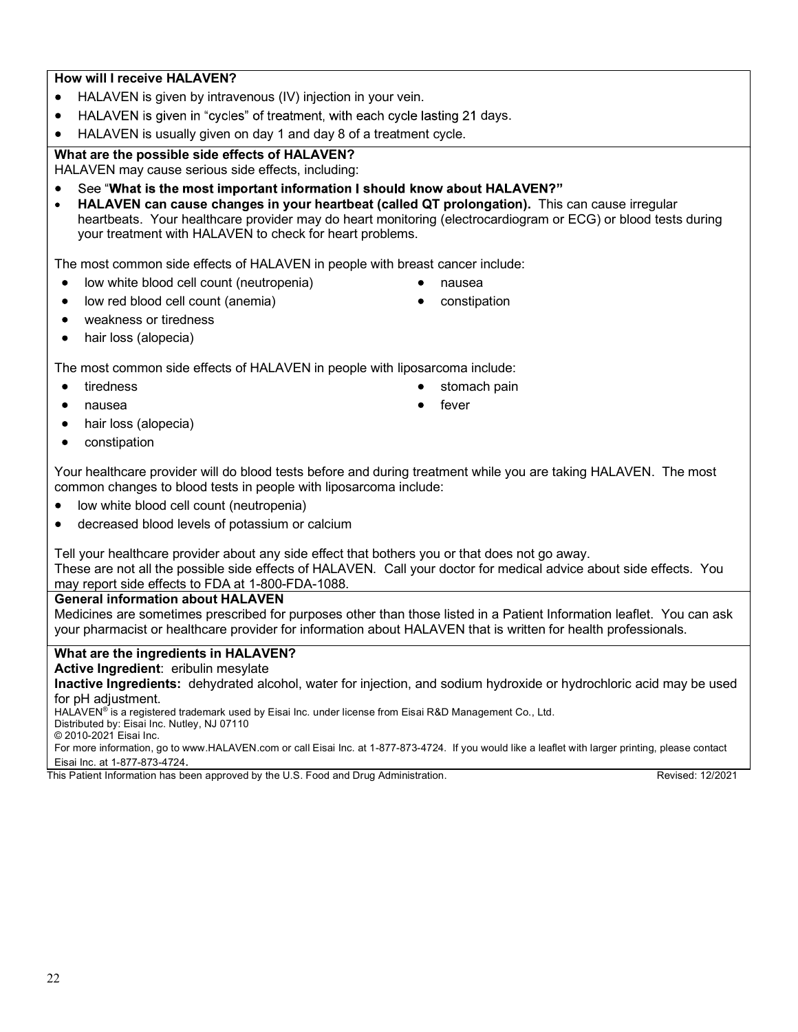**How will I receive HALAVEN?**

- HALAVEN is given by intravenous (IV) injection in your vein.
- HALAVEN is given in "cycles" of treatment, with each cycle lasting 21 days.
- HALAVEN is usually given on day 1 and day 8 of a treatment cycle.

**What are the possible side effects of HALAVEN?**

HALAVEN may cause serious side effects, including:

- See "**What is the most important information I should know about HALAVEN?"**
- **HALAVEN can cause changes in your heartbeat (called QT prolongation).** This can cause irregular heartbeats. Your healthcare provider may do heart monitoring (electrocardiogram or ECG) or blood tests during your treatment with HALAVEN to check for heart problems.

The most common side effects of HALAVEN in people with breast cancer include:

- low white blood cell count (neutropenia)
- low red blood cell count (anemia)
- weakness or tiredness
- hair loss (alopecia)
- nausea
- constipation

The most common side effects of HALAVEN in people with liposarcoma include:

- tiredness
- nausea
- hair loss (alopecia)
- constipation
- stomach pain
- fever

Your healthcare provider will do blood tests before and during treatment while you are taking HALAVEN. The most common changes to blood tests in people with liposarcoma include:

- low white blood cell count (neutropenia)
- decreased blood levels of potassium or calcium

Tell your healthcare provider about any side effect that bothers you or that does not go away.
These are not all the possible side effects of HALAVEN. Call your doctor for medical advice about side effects. You may report side effects to FDA at 1-800-FDA-1088.

**General information about HALAVEN**

Medicines are sometimes prescribed for purposes other than those listed in a Patient Information leaflet. You can ask your pharmacist or healthcare provider for information about HALAVEN that is written for health professionals.

**What are the ingredients in HALAVEN?**

**Active Ingredient**: eribulin mesylate

**Inactive Ingredients:** dehydrated alcohol, water for injection, and sodium hydroxide or hydrochloric acid may be used for pH adjustment.

HALAVEN® is a registered trademark used by Eisai Inc. under license from Eisai R&D Management Co., Ltd.
Distributed by: Eisai Inc. Nutley, NJ 07110
© 2010-2021 Eisai Inc.
For more information, go to www.HALAVEN.com or call Eisai Inc. at 1-877-873-4724. If you would like a leaflet with larger printing, please contact Eisai Inc. at 1-877-873-4724.

This Patient Information has been approved by the U.S. Food and Drug Administration. Revised: 12/2021